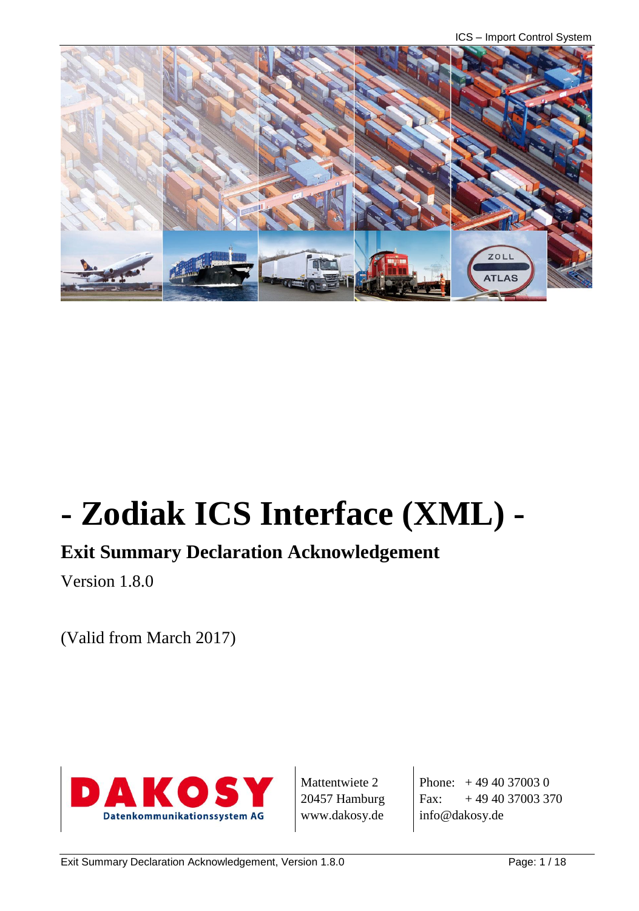# - Zodiak ICS Interface (XML) -

## Exit Summary Declaration Acknowledgement

Version 1.8.0

(Valid from March 2017)

DAKOSY
Datenkommunikationssystem AG

Mattentwiete 2
20457 Hamburg
www.dakosy.de

Phone: + 49 40 37003 0
Fax: + 49 40 37003 370
info@dakosy.de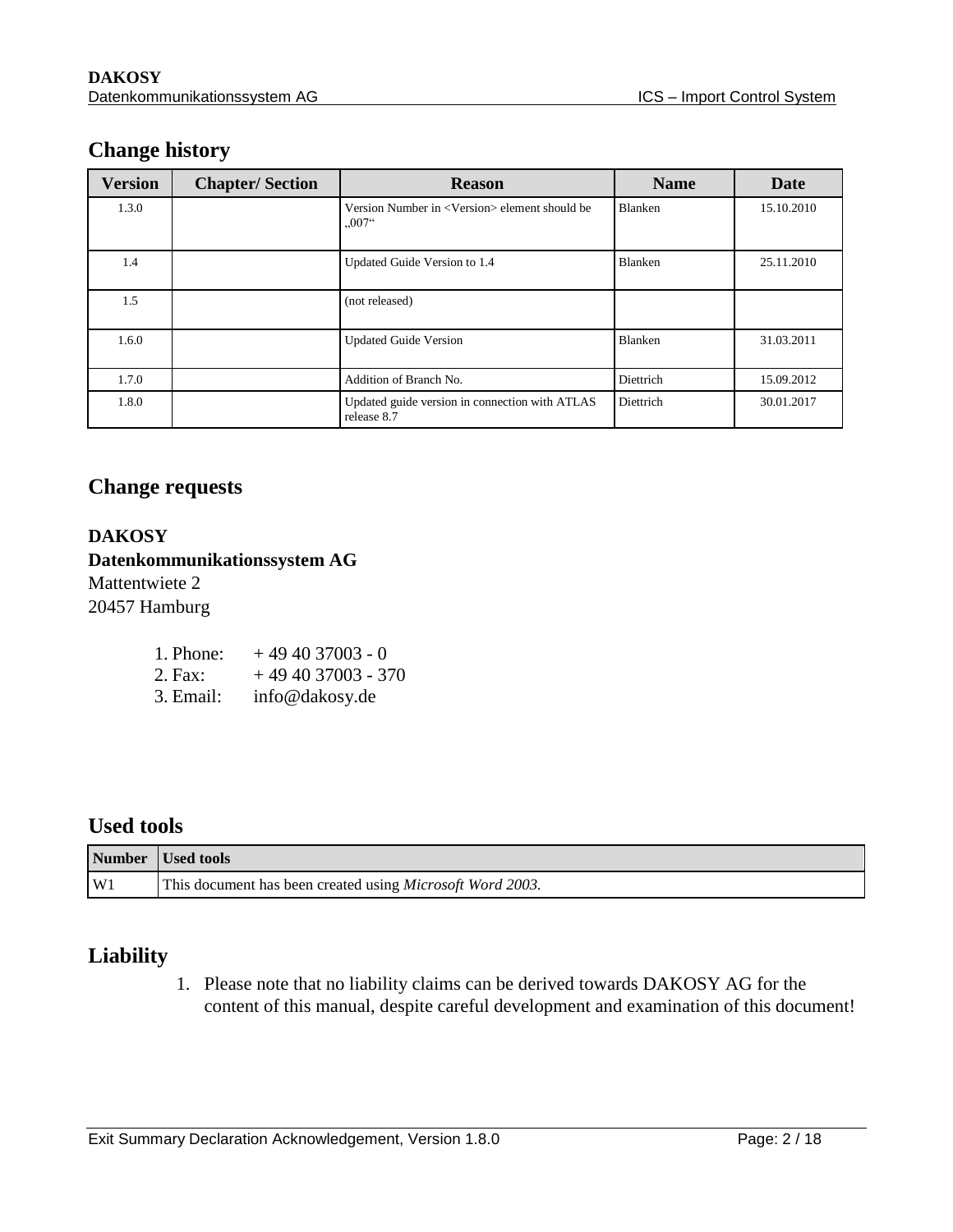## Change history

| Version | Chapter/ Section | Reason | Name | Date |
|---|---|---|---|---|
| 1.3.0 | | Version Number in <Version> element should be „007“ | Blanken | 15.10.2010 |
| 1.4 | | Updated Guide Version to 1.4 | Blanken | 25.11.2010 |
| 1.5 | | (not released) | | |
| 1.6.0 | | Updated Guide Version | Blanken | 31.03.2011 |
| 1.7.0 | | Addition of Branch No. | Diettrich | 15.09.2012 |
| 1.8.0 | | Updated guide version in connection with ATLAS release 8.7 | Diettrich | 30.01.2017 |

## Change requests

**DAKOSY**
**Datenkommunikationssystem AG**
Mattentwiete 2
20457 Hamburg

1. Phone: + 49 40 37003 - 0
2. Fax: + 49 40 37003 - 370
3. Email: info@dakosy.de

## Used tools

| Number | Used tools |
|---|---|
| W1 | This document has been created using *Microsoft Word 2003.* |

## Liability

1. Please note that no liability claims can be derived towards DAKOSY AG for the content of this manual, despite careful development and examination of this document!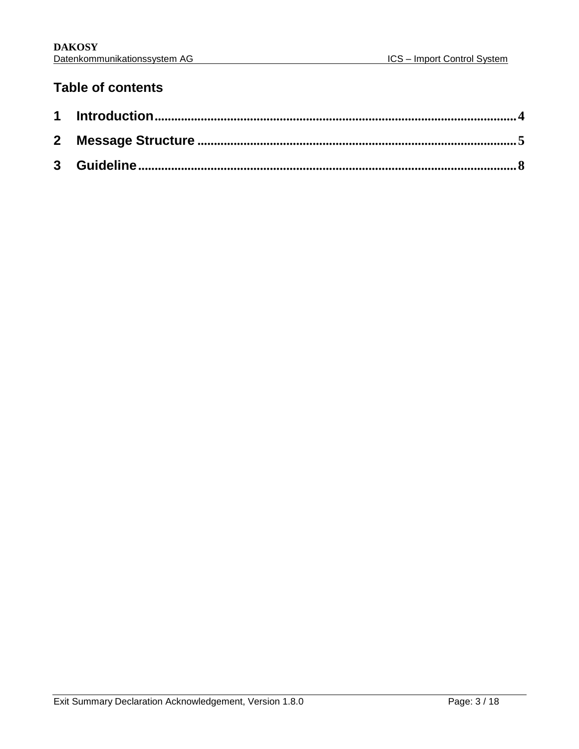# Table of contents

1 Introduction....................................................................................................4

2 Message Structure ........................................................................................5

3 Guideline.........................................................................................................8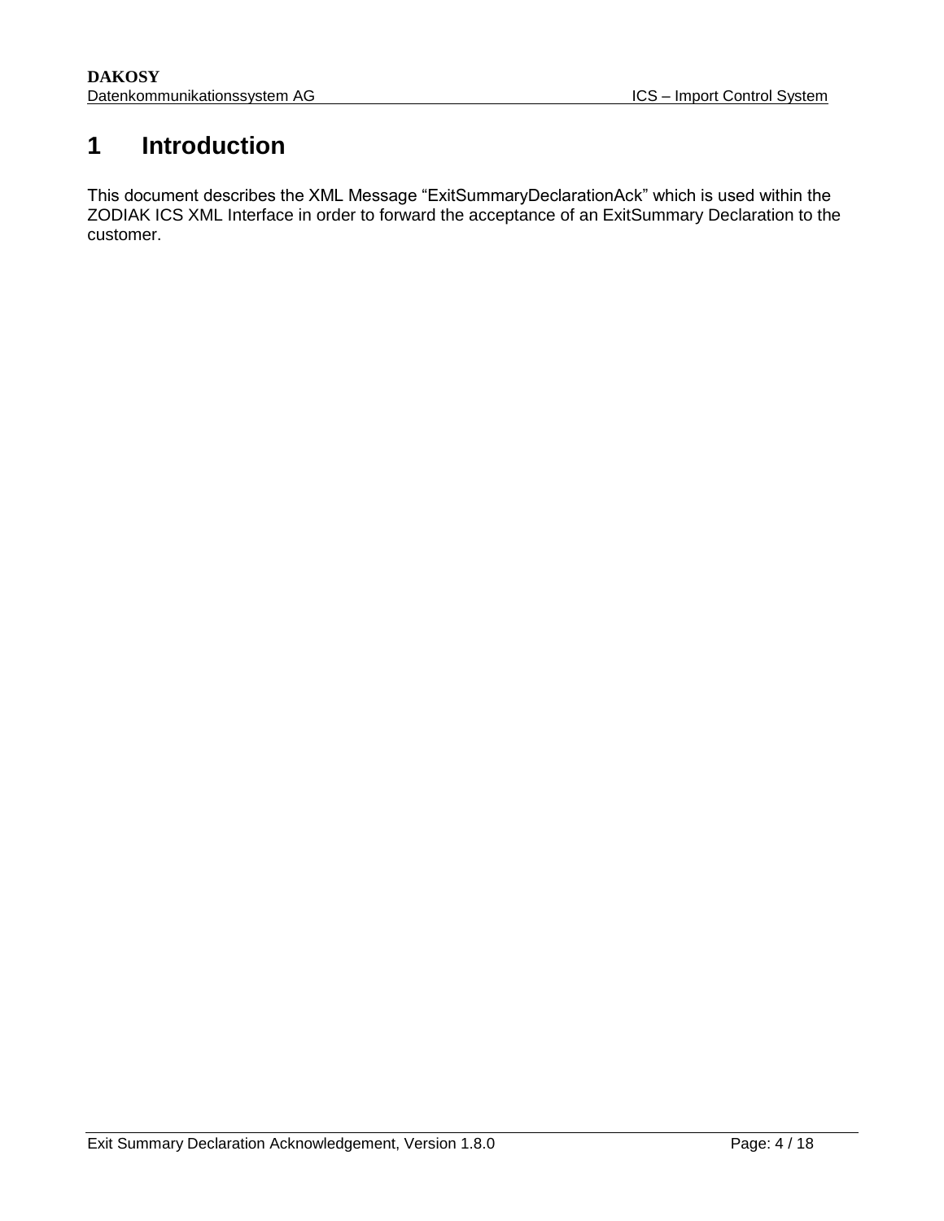# 1 Introduction

This document describes the XML Message “ExitSummaryDeclarationAck” which is used within the ZODIAK ICS XML Interface in order to forward the acceptance of an ExitSummary Declaration to the customer.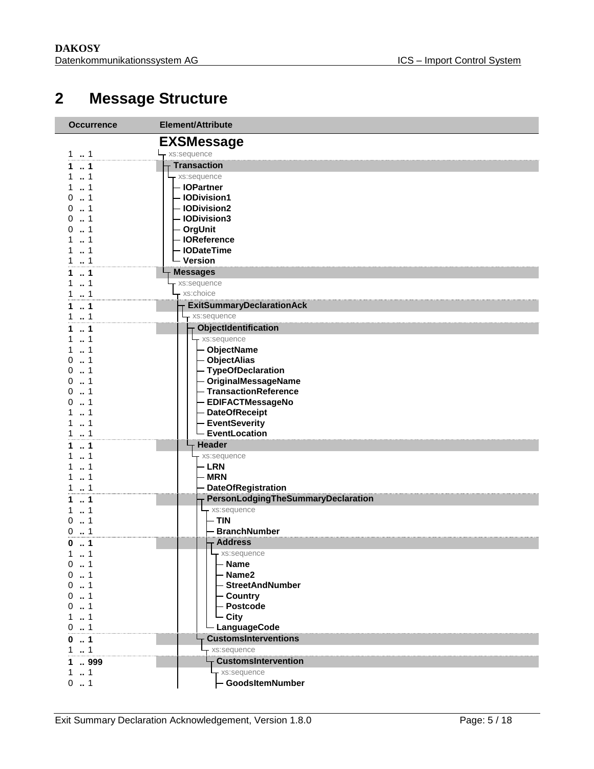# 2 Message Structure

| Occurrence | Element/Attribute |
|---|---|
| | **EXSMessage** |
| 1 .. 1 | xs:sequence |
| **1 .. 1** | **Transaction** |
| 1 .. 1 | xs:sequence |
| 1 .. 1 | **IOPartner** |
| 0 .. 1 | **IODivision1** |
| 0 .. 1 | **IODivision2** |
| 0 .. 1 | **IODivision3** |
| 0 .. 1 | **OrgUnit** |
| 1 .. 1 | **IOReference** |
| 1 .. 1 | **IODateTime** |
| 1 .. 1 | **Version** |
| **1 .. 1** | **Messages** |
| 1 .. 1 | xs:sequence |
| 1 .. 1 | xs:choice |
| **1 .. 1** | **ExitSummaryDeclarationAck** |
| 1 .. 1 | xs:sequence |
| **1 .. 1** | **ObjectIdentification** |
| 1 .. 1 | xs:sequence |
| 1 .. 1 | **ObjectName** |
| 0 .. 1 | **ObjectAlias** |
| 0 .. 1 | **TypeOfDeclaration** |
| 0 .. 1 | **OriginalMessageName** |
| 0 .. 1 | **TransactionReference** |
| 0 .. 1 | **EDIFACTMessageNo** |
| 1 .. 1 | **DateOfReceipt** |
| 1 .. 1 | **EventSeverity** |
| 1 .. 1 | **EventLocation** |
| **1 .. 1** | **Header** |
| 1 .. 1 | xs:sequence |
| 1 .. 1 | **LRN** |
| 1 .. 1 | **MRN** |
| 1 .. 1 | **DateOfRegistration** |
| **1 .. 1** | **PersonLodgingTheSummaryDeclaration** |
| 1 .. 1 | xs:sequence |
| 0 .. 1 | **TIN** |
| 0 .. 1 | **BranchNumber** |
| **0 .. 1** | **Address** |
| 1 .. 1 | xs:sequence |
| 0 .. 1 | **Name** |
| 0 .. 1 | **Name2** |
| 0 .. 1 | **StreetAndNumber** |
| 0 .. 1 | **Country** |
| 0 .. 1 | **Postcode** |
| 1 .. 1 | **City** |
| 0 .. 1 | **LanguageCode** |
| **0 .. 1** | **CustomsInterventions** |
| 1 .. 1 | xs:sequence |
| **1 .. 999** | **CustomsIntervention** |
| 1 .. 1 | xs:sequence |
| 0 .. 1 | **GoodsItemNumber** |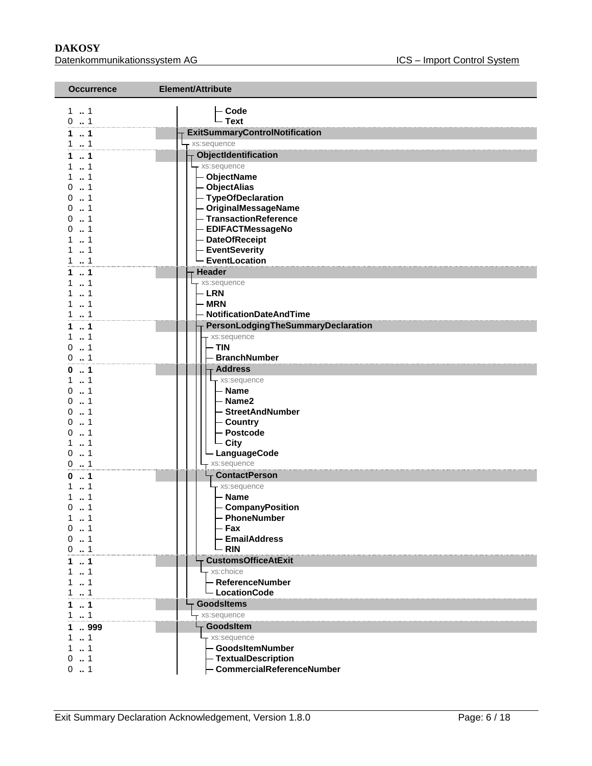| Occurrence | Element/Attribute |
|---|---|
| 1 .. 1 | Code |
| 0 .. 1 | Text |
| **1 .. 1** | **ExitSummaryControlNotification** |
| 1 .. 1 | xs:sequence |
| **1 .. 1** | **ObjectIdentification** |
| 1 .. 1 | xs:sequence |
| 1 .. 1 | ObjectName |
| 0 .. 1 | ObjectAlias |
| 0 .. 1 | TypeOfDeclaration |
| 0 .. 1 | OriginalMessageName |
| 0 .. 1 | TransactionReference |
| 0 .. 1 | EDIFACTMessageNo |
| 1 .. 1 | DateOfReceipt |
| 1 .. 1 | EventSeverity |
| 1 .. 1 | EventLocation |
| **1 .. 1** | **Header** |
| 1 .. 1 | xs:sequence |
| 1 .. 1 | LRN |
| 1 .. 1 | MRN |
| 1 .. 1 | NotificationDateAndTime |
| **1 .. 1** | **PersonLodgingTheSummaryDeclaration** |
| 1 .. 1 | xs:sequence |
| 0 .. 1 | TIN |
| 0 .. 1 | BranchNumber |
| **0 .. 1** | **Address** |
| 1 .. 1 | xs:sequence |
| 0 .. 1 | Name |
| 0 .. 1 | Name2 |
| 0 .. 1 | StreetAndNumber |
| 0 .. 1 | Country |
| 0 .. 1 | Postcode |
| 1 .. 1 | City |
| 0 .. 1 | LanguageCode |
| 0 .. 1 | xs:sequence |
| **0 .. 1** | **ContactPerson** |
| 1 .. 1 | xs:sequence |
| 1 .. 1 | Name |
| 0 .. 1 | CompanyPosition |
| 1 .. 1 | PhoneNumber |
| 0 .. 1 | Fax |
| 0 .. 1 | EmailAddress |
| 0 .. 1 | RIN |
| **1 .. 1** | **CustomsOfficeAtExit** |
| 1 .. 1 | xs:choice |
| 1 .. 1 | ReferenceNumber |
| 1 .. 1 | LocationCode |
| **1 .. 1** | **GoodsItems** |
| 1 .. 1 | xs:sequence |
| **1 .. 999** | **GoodsItem** |
| 1 .. 1 | xs:sequence |
| 1 .. 1 | GoodsItemNumber |
| 0 .. 1 | TextualDescription |
| 0 .. 1 | CommercialReferenceNumber |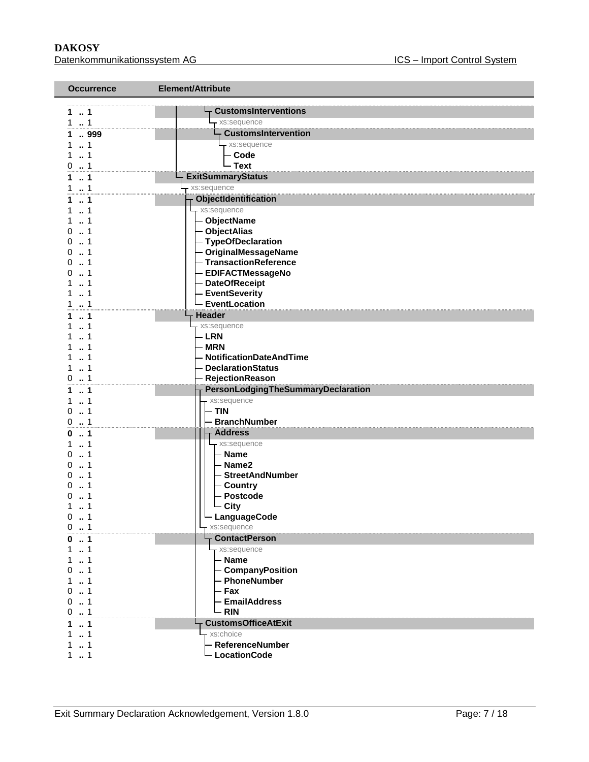| Occurrence | Element/Attribute |
|---|---|
| **1 .. 1** | **CustomsInterventions** |
| 1 .. 1 | xs:sequence |
| **1 .. 999** | **CustomsIntervention** |
| 1 .. 1 | xs:sequence |
| 1 .. 1 | **Code** |
| 0 .. 1 | **Text** |
| **1 .. 1** | **ExitSummaryStatus** |
| 1 .. 1 | xs:sequence |
| **1 .. 1** | **ObjectIdentification** |
| 1 .. 1 | xs:sequence |
| 1 .. 1 | **ObjectName** |
| 0 .. 1 | **ObjectAlias** |
| 0 .. 1 | **TypeOfDeclaration** |
| 0 .. 1 | **OriginalMessageName** |
| 0 .. 1 | **TransactionReference** |
| 0 .. 1 | **EDIFACTMessageNo** |
| 1 .. 1 | **DateOfReceipt** |
| 1 .. 1 | **EventSeverity** |
| 1 .. 1 | **EventLocation** |
| **1 .. 1** | **Header** |
| 1 .. 1 | xs:sequence |
| 1 .. 1 | **LRN** |
| 1 .. 1 | **MRN** |
| 1 .. 1 | **NotificationDateAndTime** |
| 1 .. 1 | **DeclarationStatus** |
| 0 .. 1 | **RejectionReason** |
| **1 .. 1** | **PersonLodgingTheSummaryDeclaration** |
| 1 .. 1 | xs:sequence |
| 0 .. 1 | **TIN** |
| 0 .. 1 | **BranchNumber** |
| **0 .. 1** | **Address** |
| 1 .. 1 | xs:sequence |
| 0 .. 1 | **Name** |
| 0 .. 1 | **Name2** |
| 0 .. 1 | **StreetAndNumber** |
| 0 .. 1 | **Country** |
| 0 .. 1 | **Postcode** |
| 1 .. 1 | **City** |
| 0 .. 1 | **LanguageCode** |
| 0 .. 1 | xs:sequence |
| **0 .. 1** | **ContactPerson** |
| 1 .. 1 | xs:sequence |
| 1 .. 1 | **Name** |
| 0 .. 1 | **CompanyPosition** |
| 1 .. 1 | **PhoneNumber** |
| 0 .. 1 | **Fax** |
| 0 .. 1 | **EmailAddress** |
| 0 .. 1 | **RIN** |
| **1 .. 1** | **CustomsOfficeAtExit** |
| 1 .. 1 | xs:choice |
| 1 .. 1 | **ReferenceNumber** |
| 1 .. 1 | **LocationCode** |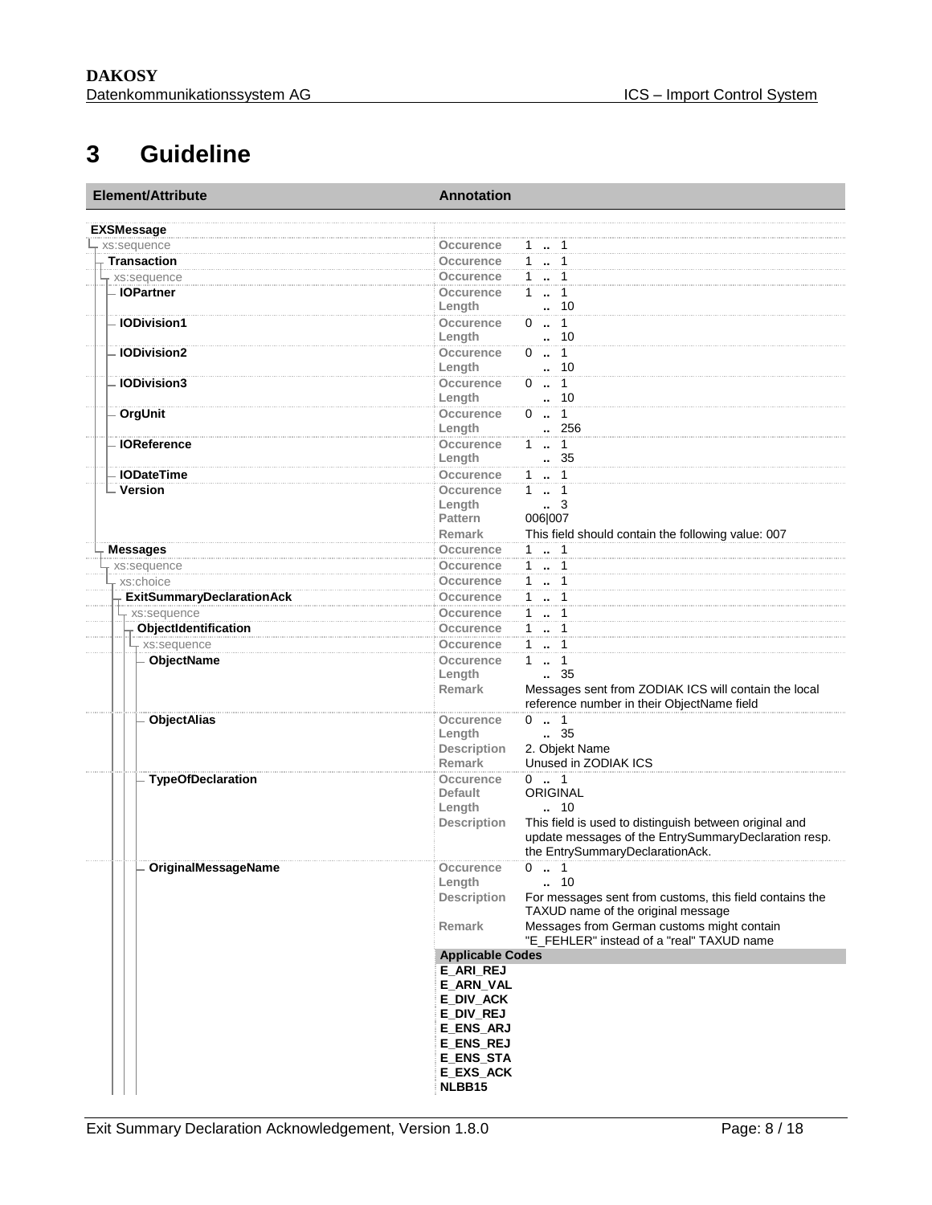# 3 Guideline

| Element/Attribute | Annotation | |
|---|---|---|
| **EXSMessage** | | |
| xs:sequence | Occurence | 1 .. 1 |
| **Transaction** | Occurence | 1 .. 1 |
| xs:sequence | Occurence | 1 .. 1 |
| **IOPartner** | Occurence | 1 .. 1 |
| | Length | .. 10 |
| **IODivision1** | Occurence | 0 .. 1 |
| | Length | .. 10 |
| **IODivision2** | Occurence | 0 .. 1 |
| | Length | .. 10 |
| **IODivision3** | Occurence | 0 .. 1 |
| | Length | .. 10 |
| **OrgUnit** | Occurence | 0 .. 1 |
| | Length | .. 256 |
| **IOReference** | Occurence | 1 .. 1 |
| | Length | .. 35 |
| **IODateTime** | Occurence | 1 .. 1 |
| **Version** | Occurence | 1 .. 1 |
| | Length | .. 3 |
| | Pattern | 006\|007 |
| | Remark | This field should contain the following value: 007 |
| **Messages** | Occurence | 1 .. 1 |
| xs:sequence | Occurence | 1 .. 1 |
| xs:choice | Occurence | 1 .. 1 |
| **ExitSummaryDeclarationAck** | Occurence | 1 .. 1 |
| xs:sequence | Occurence | 1 .. 1 |
| **ObjectIdentification** | Occurence | 1 .. 1 |
| xs:sequence | Occurence | 1 .. 1 |
| **ObjectName** | Occurence | 1 .. 1 |
| | Length | .. 35 |
| | Remark | Messages sent from ZODIAK ICS will contain the local reference number in their ObjectName field |
| **ObjectAlias** | Occurence | 0 .. 1 |
| | Length | .. 35 |
| | Description | 2. Objekt Name |
| | Remark | Unused in ZODIAK ICS |
| **TypeOfDeclaration** | Occurence | 0 .. 1 |
| | Default | ORIGINAL |
| | Length | .. 10 |
| | Description | This field is used to distinguish between original and update messages of the EntrySummaryDeclaration resp. the EntrySummaryDeclarationAck. |
| **OriginalMessageName** | Occurence | 0 .. 1 |
| | Length | .. 10 |
| | Description | For messages sent from customs, this field contains the TAXUD name of the original message |
| | Remark | Messages from German customs might contain "E_FEHLER" instead of a "real" TAXUD name |
| | **Applicable Codes** | |
| | **E_ARI_REJ** | |
| | **E_ARN_VAL** | |
| | **E_DIV_ACK** | |
| | **E_DIV_REJ** | |
| | **E_ENS_ARJ** | |
| | **E_ENS_REJ** | |
| | **E_ENS_STA** | |
| | **E_EXS_ACK** | |
| | **NLBB15** | |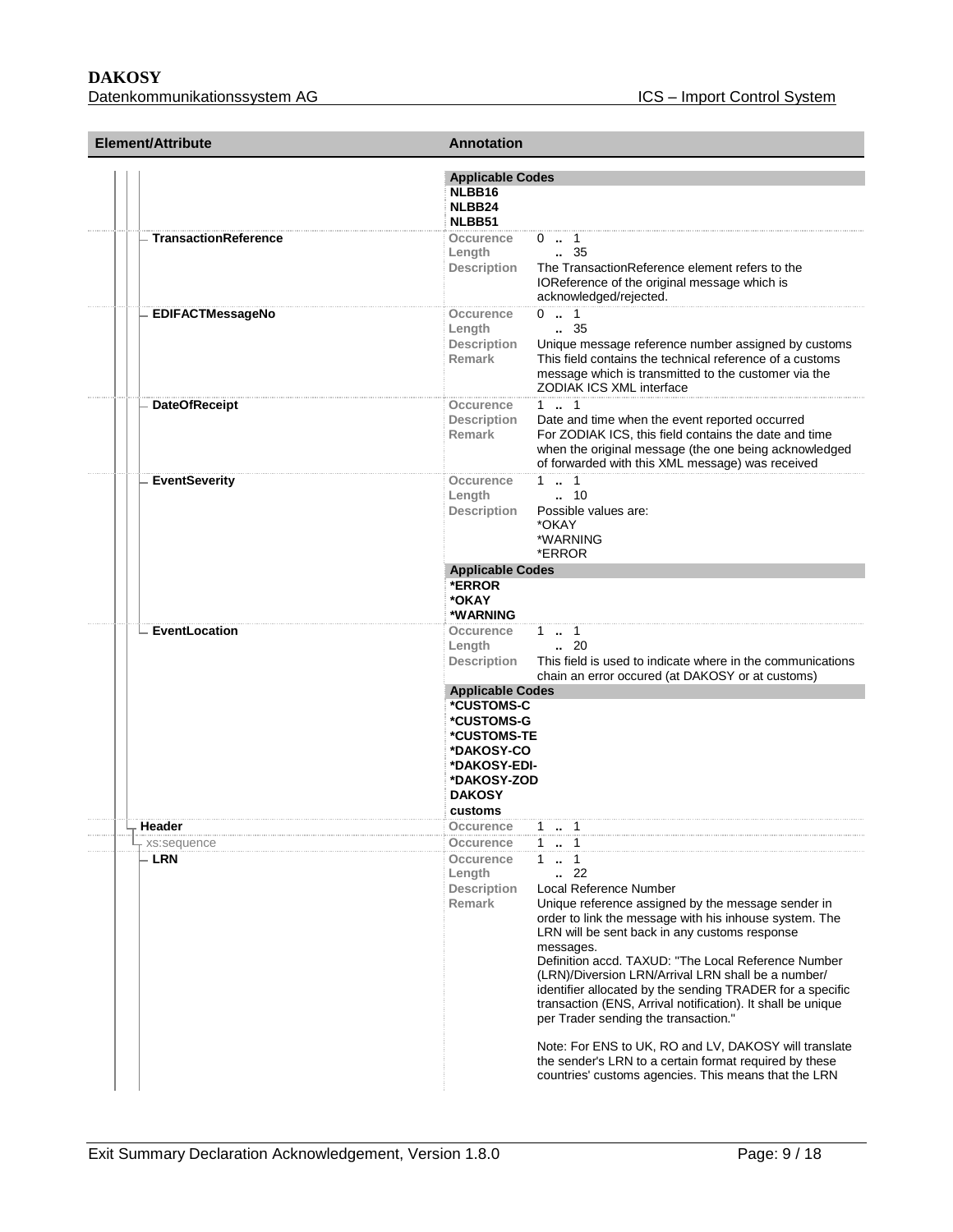| Element/Attribute | Annotation |
| --- | --- |
| | **Applicable Codes**<br>**NLBB16**<br>**NLBB24**<br>**NLBB51** |
| **TransactionReference** | **Occurence** 0 .. 1<br>**Length** .. 35<br>**Description** The TransactionReference element refers to the IOReference of the original message which is acknowledged/rejected. |
| **EDIFACTMessageNo** | **Occurence** 0 .. 1<br>**Length** .. 35<br>**Description** Unique message reference number assigned by customs<br>**Remark** This field contains the technical reference of a customs message which is transmitted to the customer via the ZODIAK ICS XML interface |
| **DateOfReceipt** | **Occurence** 1 .. 1<br>**Description** Date and time when the event reported occurred<br>**Remark** For ZODIAK ICS, this field contains the date and time when the original message (the one being acknowledged of forwarded with this XML message) was received |
| **EventSeverity** | **Occurence** 1 .. 1<br>**Length** .. 10<br>**Description** Possible values are:<br>*OKAY<br>*WARNING<br>*ERROR<br>**Applicable Codes**<br>**\*ERROR**<br>**\*OKAY**<br>**\*WARNING** |
| **EventLocation** | **Occurence** 1 .. 1<br>**Length** .. 20<br>**Description** This field is used to indicate where in the communications chain an error occured (at DAKOSY or at customs)<br>**Applicable Codes**<br>**\*CUSTOMS-C**<br>**\*CUSTOMS-G**<br>**\*CUSTOMS-TE**<br>**\*DAKOSY-CO**<br>**\*DAKOSY-EDI-**<br>**\*DAKOSY-ZOD**<br>**DAKOSY**<br>**customs** |
| **Header** | **Occurence** 1 .. 1 |
| xs:sequence | **Occurence** 1 .. 1 |
| **LRN** | **Occurence** 1 .. 1<br>**Length** .. 22<br>**Description** Local Reference Number<br>**Remark** Unique reference assigned by the message sender in order to link the message with his inhouse system. The LRN will be sent back in any customs response messages.<br>Definition accd. TAXUD: "The Local Reference Number (LRN)/Diversion LRN/Arrival LRN shall be a number/ identifier allocated by the sending TRADER for a specific transaction (ENS, Arrival notification). It shall be unique per Trader sending the transaction."<br><br>Note: For ENS to UK, RO and LV, DAKOSY will translate the sender's LRN to a certain format required by these countries' customs agencies. This means that the LRN |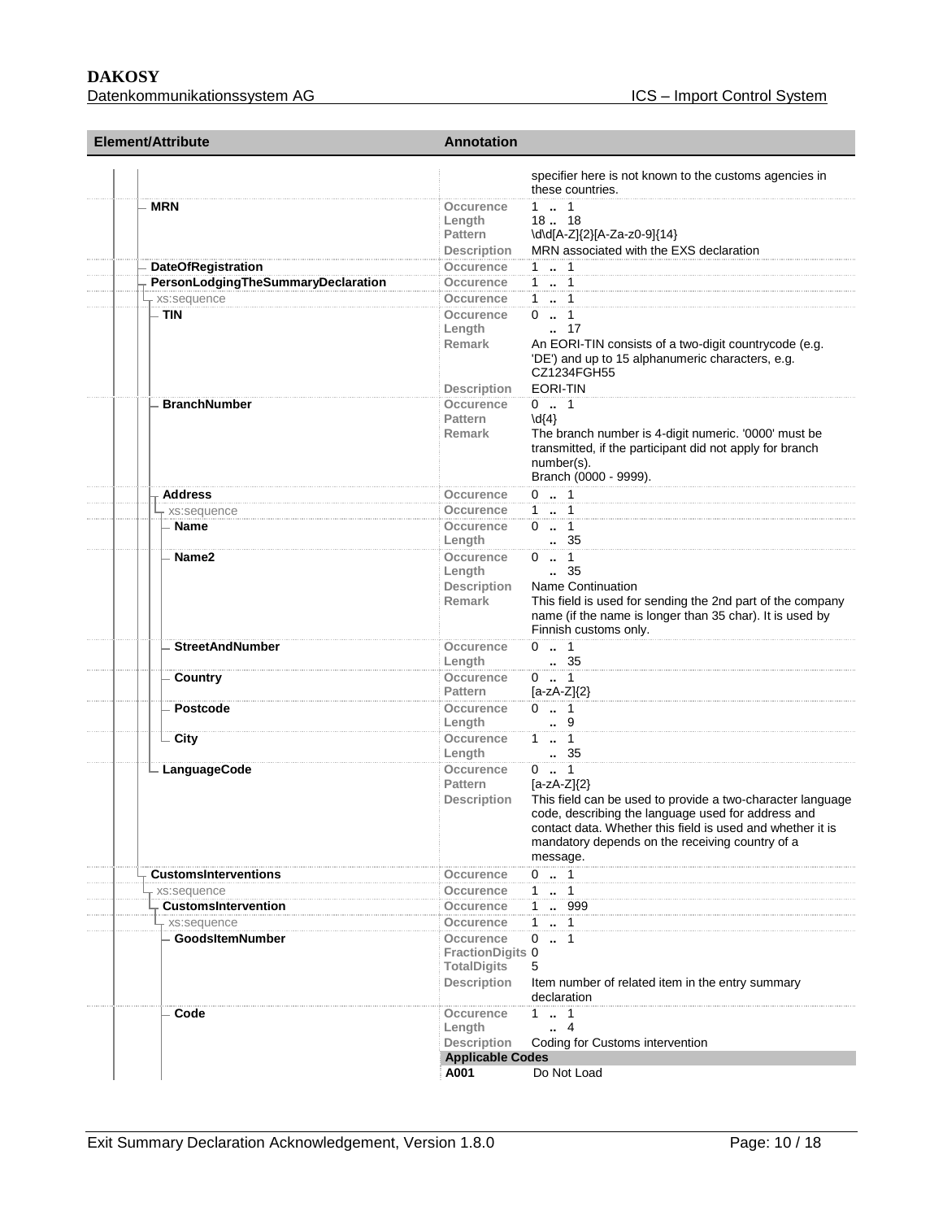| Element/Attribute | Annotation | |
|---|---|---|
| | | specifier here is not known to the customs agencies in these countries. |
| MRN | Occurence | 1 .. 1 |
| | Length | 18 .. 18 |
| | Pattern | \d\d[A-Z]{2}[A-Za-z0-9]{14} |
| | Description | MRN associated with the EXS declaration |
| DateOfRegistration | Occurence | 1 .. 1 |
| PersonLodgingTheSummaryDeclaration | Occurence | 1 .. 1 |
| xs:sequence | Occurence | 1 .. 1 |
| TIN | Occurence | 0 .. 1 |
| | Length | .. 17 |
| | Remark | An EORI-TIN consists of a two-digit countrycode (e.g. 'DE') and up to 15 alphanumeric characters, e.g. CZ1234FGH55 |
| | Description | EORI-TIN |
| BranchNumber | Occurence | 0 .. 1 |
| | Pattern | \d{4} |
| | Remark | The branch number is 4-digit numeric. '0000' must be transmitted, if the participant did not apply for branch number(s).<br>Branch (0000 - 9999). |
| Address | Occurence | 0 .. 1 |
| xs:sequence | Occurence | 1 .. 1 |
| Name | Occurence | 0 .. 1 |
| | Length | .. 35 |
| Name2 | Occurence | 0 .. 1 |
| | Length | .. 35 |
| | Description | Name Continuation |
| | Remark | This field is used for sending the 2nd part of the company name (if the name is longer than 35 char). It is used by Finnish customs only. |
| StreetAndNumber | Occurence | 0 .. 1 |
| | Length | .. 35 |
| Country | Occurence | 0 .. 1 |
| | Pattern | [a-zA-Z]{2} |
| Postcode | Occurence | 0 .. 1 |
| | Length | .. 9 |
| City | Occurence | 1 .. 1 |
| | Length | .. 35 |
| LanguageCode | Occurence | 0 .. 1 |
| | Pattern | [a-zA-Z]{2} |
| | Description | This field can be used to provide a two-character language code, describing the language used for address and contact data. Whether this field is used and whether it is mandatory depends on the receiving country of a message. |
| CustomsInterventions | Occurence | 0 .. 1 |
| xs:sequence | Occurence | 1 .. 1 |
| CustomsIntervention | Occurence | 1 .. 999 |
| xs:sequence | Occurence | 1 .. 1 |
| GoodsItemNumber | Occurence | 0 .. 1 |
| | FractionDigits | 0 |
| | TotalDigits | 5 |
| | Description | Item number of related item in the entry summary declaration |
| Code | Occurence | 1 .. 1 |
| | Length | .. 4 |
| | Description | Coding for Customs intervention |
| | **Applicable Codes** | |
| | A001 | Do Not Load |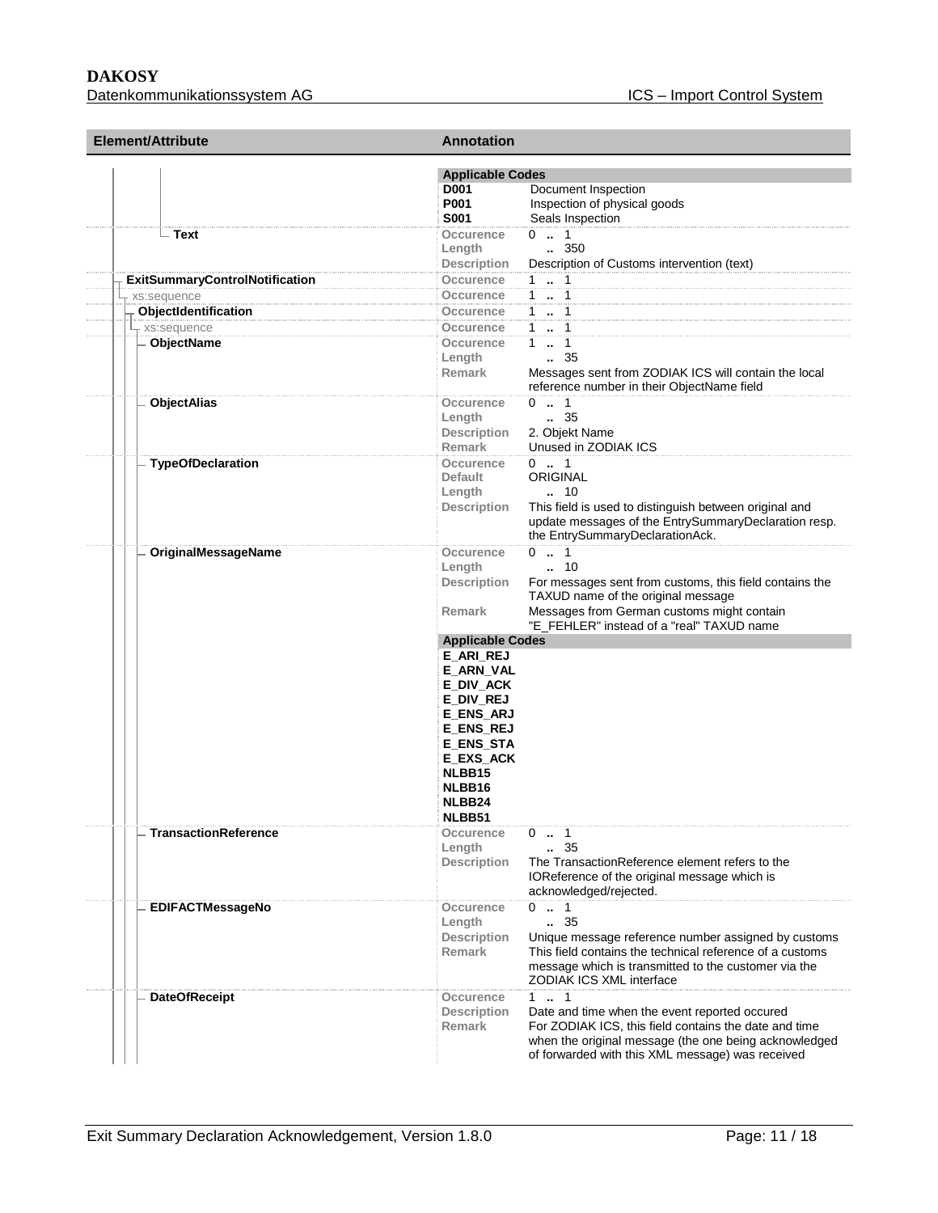| Element/Attribute | Annotation | |
|---|---|---|
| | **Applicable Codes** | |
| | **D001** | Document Inspection |
| | **P001** | Inspection of physical goods |
| | **S001** | Seals Inspection |
| **Text** | Occurence | 0 .. 1 |
| | Length | .. 350 |
| | Description | Description of Customs intervention (text) |
| **ExitSummaryControlNotification** | Occurence | 1 .. 1 |
| xs:sequence | Occurence | 1 .. 1 |
| **ObjectIdentification** | Occurence | 1 .. 1 |
| xs:sequence | Occurence | 1 .. 1 |
| **ObjectName** | Occurence | 1 .. 1 |
| | Length | .. 35 |
| | Remark | Messages sent from ZODIAK ICS will contain the local reference number in their ObjectName field |
| **ObjectAlias** | Occurence | 0 .. 1 |
| | Length | .. 35 |
| | Description | 2. Objekt Name |
| | Remark | Unused in ZODIAK ICS |
| **TypeOfDeclaration** | Occurence | 0 .. 1 |
| | Default | ORIGINAL |
| | Length | .. 10 |
| | Description | This field is used to distinguish between original and update messages of the EntrySummaryDeclaration resp. the EntrySummaryDeclarationAck. |
| **OriginalMessageName** | Occurence | 0 .. 1 |
| | Length | .. 10 |
| | Description | For messages sent from customs, this field contains the TAXUD name of the original message |
| | Remark | Messages from German customs might contain "E_FEHLER" instead of a "real" TAXUD name |
| | **Applicable Codes** | |
| | **E_ARI_REJ** | |
| | **E_ARN_VAL** | |
| | **E_DIV_ACK** | |
| | **E_DIV_REJ** | |
| | **E_ENS_ARJ** | |
| | **E_ENS_REJ** | |
| | **E_ENS_STA** | |
| | **E_EXS_ACK** | |
| | **NLBB15** | |
| | **NLBB16** | |
| | **NLBB24** | |
| | **NLBB51** | |
| **TransactionReference** | Occurence | 0 .. 1 |
| | Length | .. 35 |
| | Description | The TransactionReference element refers to the IOReference of the original message which is acknowledged/rejected. |
| **EDIFACTMessageNo** | Occurence | 0 .. 1 |
| | Length | .. 35 |
| | Description | Unique message reference number assigned by customs |
| | Remark | This field contains the technical reference of a customs message which is transmitted to the customer via the ZODIAK ICS XML interface |
| **DateOfReceipt** | Occurence | 1 .. 1 |
| | Description | Date and time when the event reported occured |
| | Remark | For ZODIAK ICS, this field contains the date and time when the original message (the one being acknowledged of forwarded with this XML message) was received |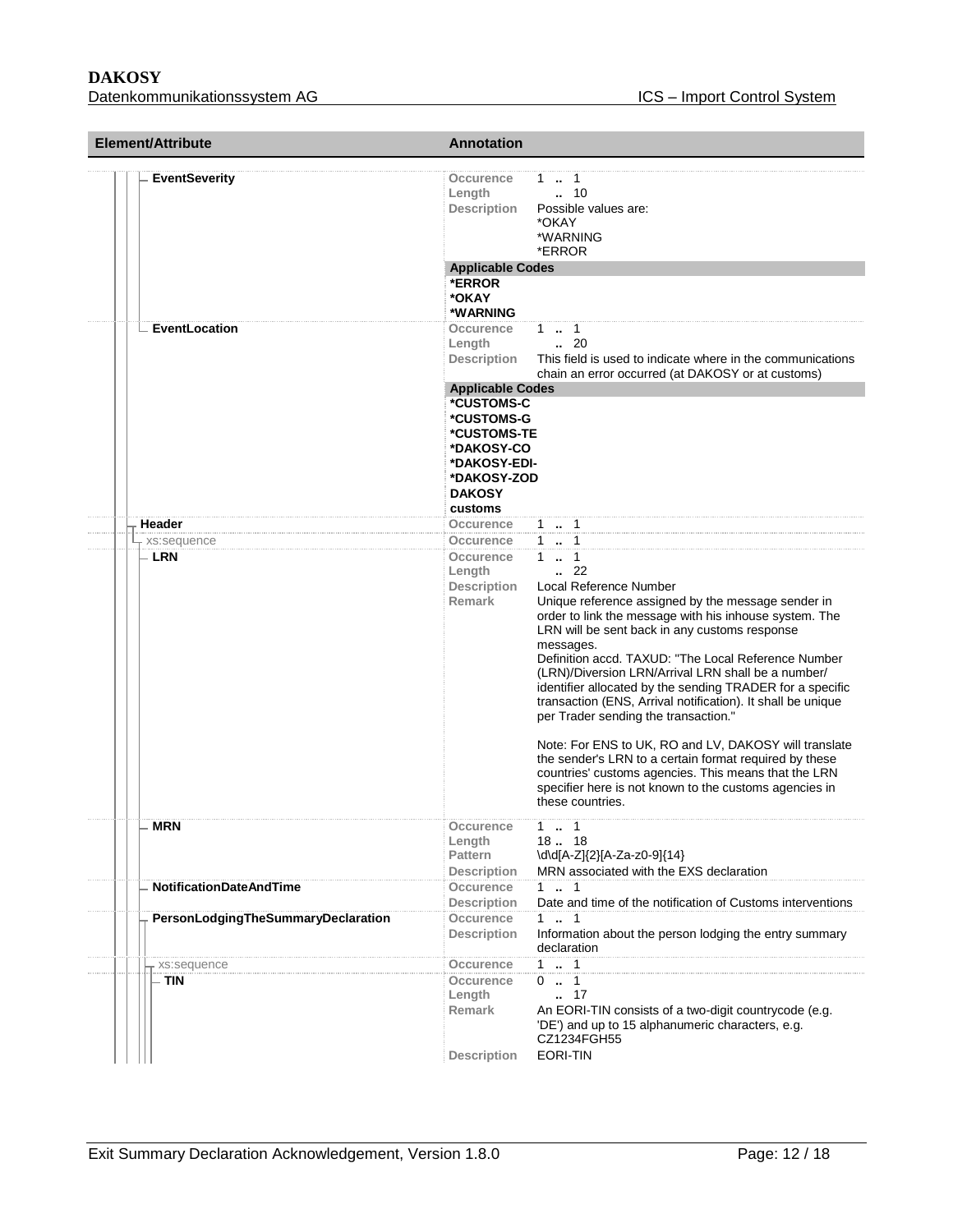| Element/Attribute | Annotation | |
|---|---|---|
| EventSeverity | Occurence | 1 .. 1 |
| | Length | .. 10 |
| | Description | Possible values are:<br>*OKAY<br>*WARNING<br>*ERROR |
| | **Applicable Codes** | |
| | ***ERROR**<br>***OKAY**<br>***WARNING** | |
| EventLocation | Occurence | 1 .. 1 |
| | Length | .. 20 |
| | Description | This field is used to indicate where in the communications chain an error occurred (at DAKOSY or at customs) |
| | **Applicable Codes** | |
| | ***CUSTOMS-C**<br>***CUSTOMS-G**<br>***CUSTOMS-TE**<br>***DAKOSY-CO**<br>***DAKOSY-EDI-**<br>***DAKOSY-ZOD**<br>**DAKOSY**<br>**customs** | |
| Header | Occurence | 1 .. 1 |
| xs:sequence | Occurence | 1 .. 1 |
| LRN | Occurence | 1 .. 1 |
| | Length | .. 22 |
| | Description | Local Reference Number |
| | Remark | Unique reference assigned by the message sender in order to link the message with his inhouse system. The LRN will be sent back in any customs response messages.<br>Definition accd. TAXUD: "The Local Reference Number (LRN)/Diversion LRN/Arrival LRN shall be a number/ identifier allocated by the sending TRADER for a specific transaction (ENS, Arrival notification). It shall be unique per Trader sending the transaction."<br><br>Note: For ENS to UK, RO and LV, DAKOSY will translate the sender's LRN to a certain format required by these countries' customs agencies. This means that the LRN specifier here is not known to the customs agencies in these countries. |
| MRN | Occurence | 1 .. 1 |
| | Length | 18 .. 18 |
| | Pattern | \d\d[A-Z]{2}[A-Za-z0-9]{14} |
| | Description | MRN associated with the EXS declaration |
| NotificationDateAndTime | Occurence | 1 .. 1 |
| | Description | Date and time of the notification of Customs interventions |
| PersonLodgingTheSummaryDeclaration | Occurence | 1 .. 1 |
| | Description | Information about the person lodging the entry summary declaration |
| xs:sequence | Occurence | 1 .. 1 |
| TIN | Occurence | 0 .. 1 |
| | Length | .. 17 |
| | Remark | An EORI-TIN consists of a two-digit countrycode (e.g. 'DE') and up to 15 alphanumeric characters, e.g. CZ1234FGH55 |
| | Description | EORI-TIN |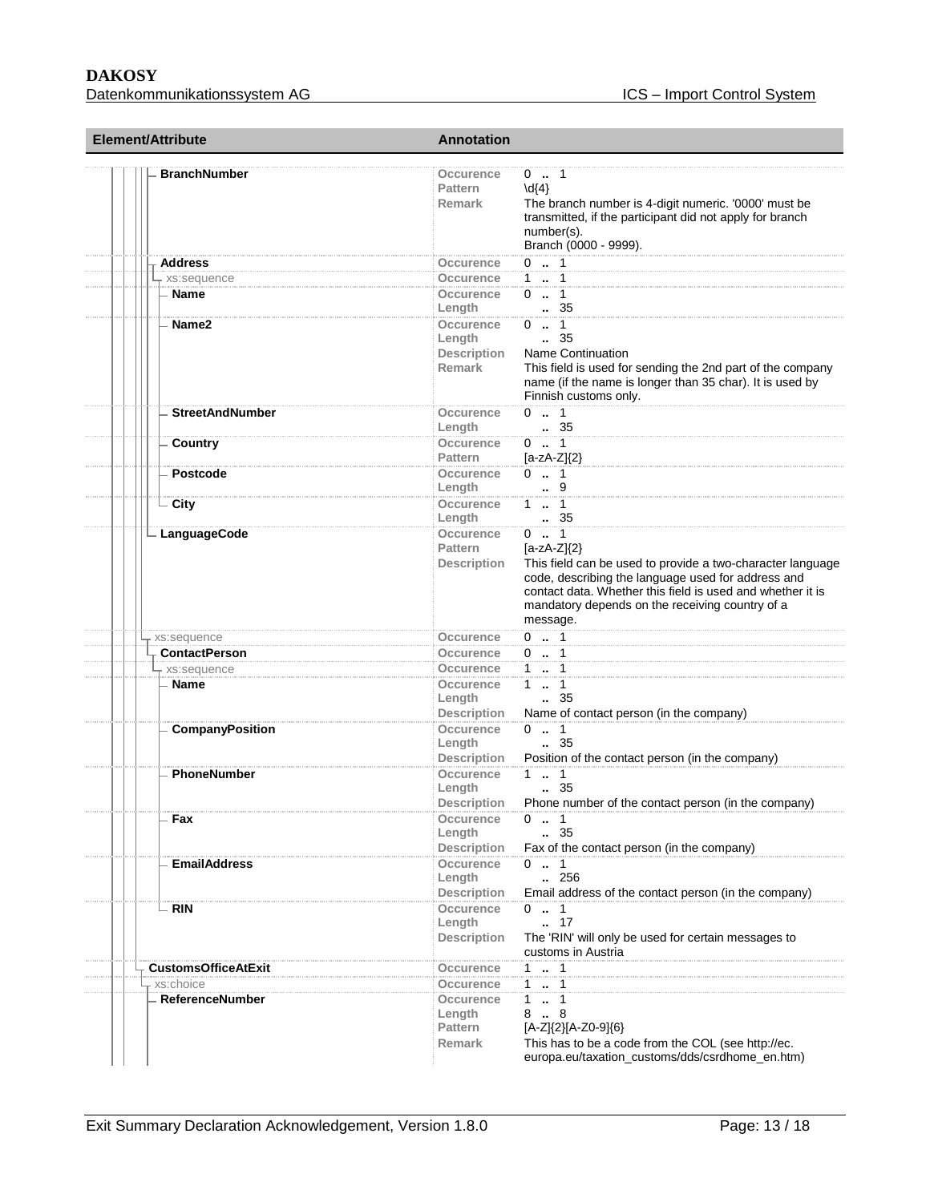| Element/Attribute | Annotation | |
|---|---|---|
| BranchNumber | Occurence | 0 .. 1 |
| | Pattern | \d{4} |
| | Remark | The branch number is 4-digit numeric. '0000' must be transmitted, if the participant did not apply for branch number(s). Branch (0000 - 9999). |
| Address | Occurence | 0 .. 1 |
| xs:sequence | Occurence | 1 .. 1 |
| Name | Occurence | 0 .. 1 |
| | Length | .. 35 |
| Name2 | Occurence | 0 .. 1 |
| | Length | .. 35 |
| | Description | Name Continuation |
| | Remark | This field is used for sending the 2nd part of the company name (if the name is longer than 35 char). It is used by Finnish customs only. |
| StreetAndNumber | Occurence | 0 .. 1 |
| | Length | .. 35 |
| Country | Occurence | 0 .. 1 |
| | Pattern | [a-zA-Z]{2} |
| Postcode | Occurence | 0 .. 1 |
| | Length | .. 9 |
| City | Occurence | 1 .. 1 |
| | Length | .. 35 |
| LanguageCode | Occurence | 0 .. 1 |
| | Pattern | [a-zA-Z]{2} |
| | Description | This field can be used to provide a two-character language code, describing the language used for address and contact data. Whether this field is used and whether it is mandatory depends on the receiving country of a message. |
| xs:sequence | Occurence | 0 .. 1 |
| ContactPerson | Occurence | 0 .. 1 |
| xs:sequence | Occurence | 1 .. 1 |
| Name | Occurence | 1 .. 1 |
| | Length | .. 35 |
| | Description | Name of contact person (in the company) |
| CompanyPosition | Occurence | 0 .. 1 |
| | Length | .. 35 |
| | Description | Position of the contact person (in the company) |
| PhoneNumber | Occurence | 1 .. 1 |
| | Length | .. 35 |
| | Description | Phone number of the contact person (in the company) |
| Fax | Occurence | 0 .. 1 |
| | Length | .. 35 |
| | Description | Fax of the contact person (in the company) |
| EmailAddress | Occurence | 0 .. 1 |
| | Length | .. 256 |
| | Description | Email address of the contact person (in the company) |
| RIN | Occurence | 0 .. 1 |
| | Length | .. 17 |
| | Description | The 'RIN' will only be used for certain messages to customs in Austria |
| CustomsOfficeAtExit | Occurence | 1 .. 1 |
| xs:choice | Occurence | 1 .. 1 |
| ReferenceNumber | Occurence | 1 .. 1 |
| | Length | 8 .. 8 |
| | Pattern | [A-Z]{2}[A-Z0-9]{6} |
| | Remark | This has to be a code from the COL (see http://ec. europa.eu/taxation_customs/dds/csrdhome_en.htm) |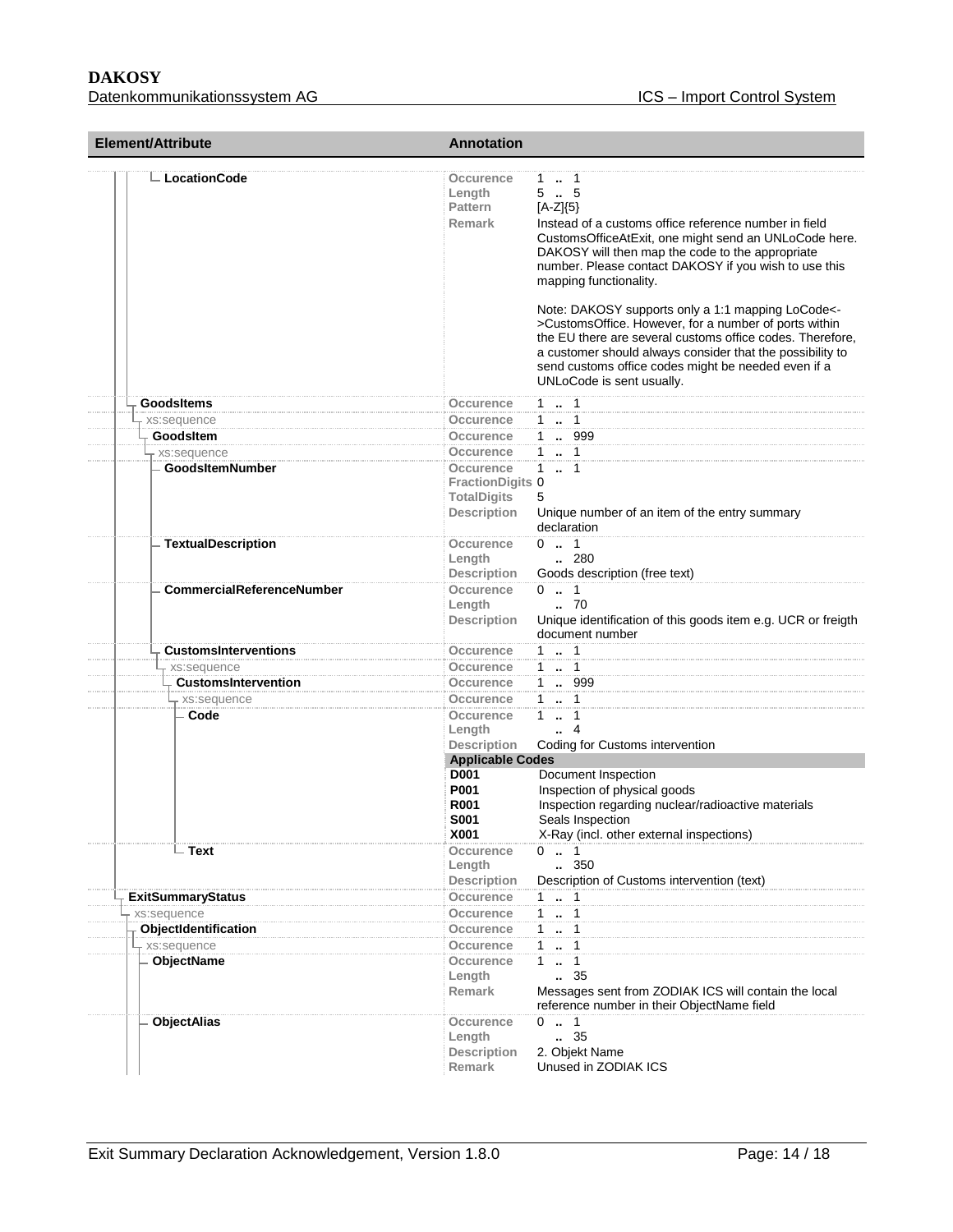| Element/Attribute | Annotation | |
|---|---|---|
| LocationCode | Occurence | 1 .. 1 |
| | Length | 5 .. 5 |
| | Pattern | [A-Z]{5} |
| | Remark | Instead of a customs office reference number in field CustomsOfficeAtExit, one might send an UNLoCode here. DAKOSY will then map the code to the appropriate number. Please contact DAKOSY if you wish to use this mapping functionality.<br><br>Note: DAKOSY supports only a 1:1 mapping LoCode<->CustomsOffice. However, for a number of ports within the EU there are several customs office codes. Therefore, a customer should always consider that the possibility to send customs office codes might be needed even if a UNLoCode is sent usually. |
| GoodsItems | Occurence | 1 .. 1 |
| xs:sequence | Occurence | 1 .. 1 |
| GoodsItem | Occurence | 1 .. 999 |
| xs:sequence | Occurence | 1 .. 1 |
| GoodsItemNumber | Occurence | 1 .. 1 |
| | FractionDigits | 0 |
| | TotalDigits | 5 |
| | Description | Unique number of an item of the entry summary declaration |
| TextualDescription | Occurence | 0 .. 1 |
| | Length | .. 280 |
| | Description | Goods description (free text) |
| CommercialReferenceNumber | Occurence | 0 .. 1 |
| | Length | .. 70 |
| | Description | Unique identification of this goods item e.g. UCR or freigth document number |
| CustomsInterventions | Occurence | 1 .. 1 |
| xs:sequence | Occurence | 1 .. 1 |
| CustomsIntervention | Occurence | 1 .. 999 |
| xs:sequence | Occurence | 1 .. 1 |
| Code | Occurence | 1 .. 1 |
| | Length | .. 4 |
| | Description | Coding for Customs intervention |
| | **Applicable Codes** | |
| | **D001** | Document Inspection |
| | **P001** | Inspection of physical goods |
| | **R001** | Inspection regarding nuclear/radioactive materials |
| | **S001** | Seals Inspection |
| | **X001** | X-Ray (incl. other external inspections) |
| Text | Occurence | 0 .. 1 |
| | Length | .. 350 |
| | Description | Description of Customs intervention (text) |
| ExitSummaryStatus | Occurence | 1 .. 1 |
| xs:sequence | Occurence | 1 .. 1 |
| ObjectIdentification | Occurence | 1 .. 1 |
| xs:sequence | Occurence | 1 .. 1 |
| ObjectName | Occurence | 1 .. 1 |
| | Length | .. 35 |
| | Remark | Messages sent from ZODIAK ICS will contain the local reference number in their ObjectName field |
| ObjectAlias | Occurence | 0 .. 1 |
| | Length | .. 35 |
| | Description | 2. Objekt Name |
| | Remark | Unused in ZODIAK ICS |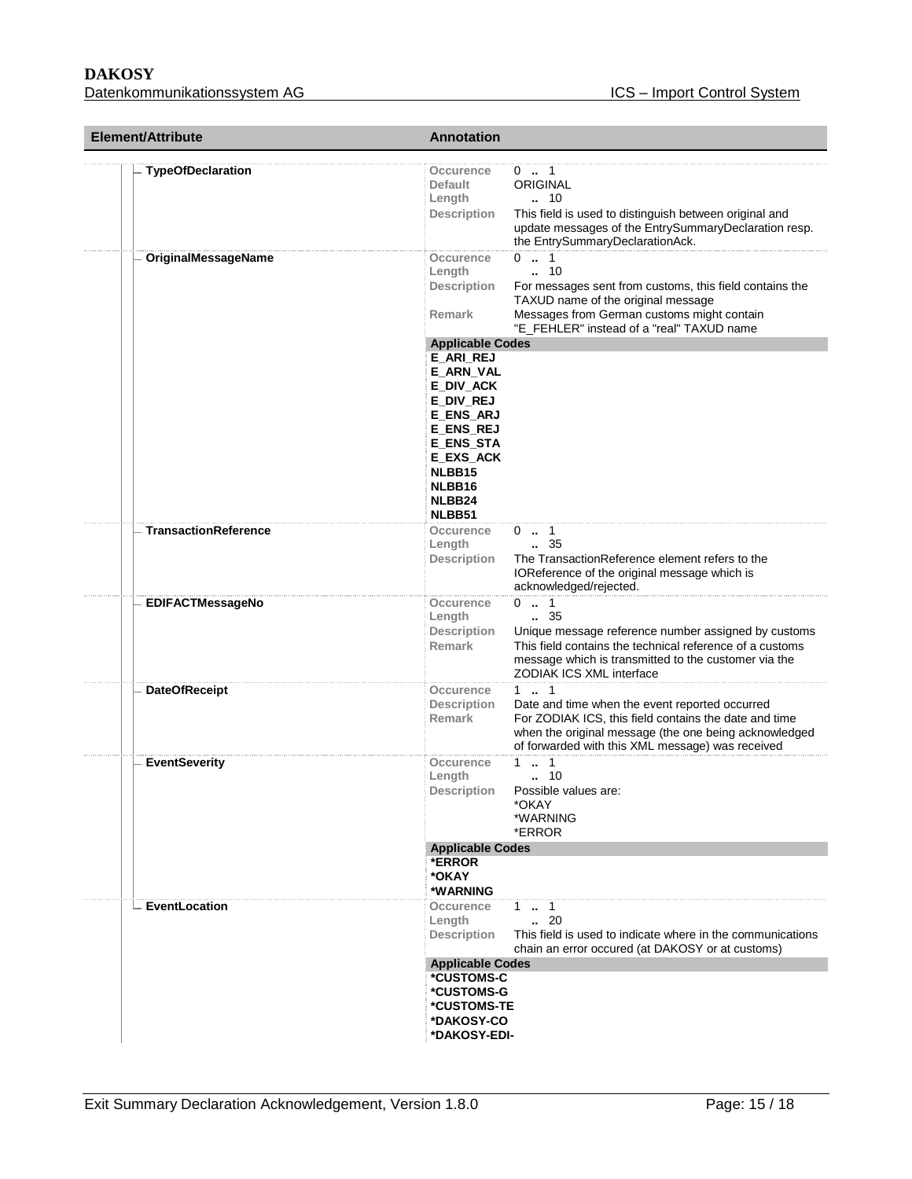| Element/Attribute | Annotation |
| --- | --- |
| TypeOfDeclaration | **Occurence** 0 .. 1<br>**Default** ORIGINAL<br>**Length** .. 10<br>**Description** This field is used to distinguish between original and update messages of the EntrySummaryDeclaration resp. the EntrySummaryDeclarationAck. |
| OriginalMessageName | **Occurence** 0 .. 1<br>**Length** .. 10<br>**Description** For messages sent from customs, this field contains the TAXUD name of the original message<br>**Remark** Messages from German customs might contain "E_FEHLER" instead of a "real" TAXUD name<br>**Applicable Codes**<br>**E_ARI_REJ**<br>**E_ARN_VAL**<br>**E_DIV_ACK**<br>**E_DIV_REJ**<br>**E_ENS_ARJ**<br>**E_ENS_REJ**<br>**E_ENS_STA**<br>**E_EXS_ACK**<br>**NLBB15**<br>**NLBB16**<br>**NLBB24**<br>**NLBB51** |
| TransactionReference | **Occurence** 0 .. 1<br>**Length** .. 35<br>**Description** The TransactionReference element refers to the IOReference of the original message which is acknowledged/rejected. |
| EDIFACTMessageNo | **Occurence** 0 .. 1<br>**Length** .. 35<br>**Description** Unique message reference number assigned by customs<br>**Remark** This field contains the technical reference of a customs message which is transmitted to the customer via the ZODIAK ICS XML interface |
| DateOfReceipt | **Occurence** 1 .. 1<br>**Description** Date and time when the event reported occurred<br>**Remark** For ZODIAK ICS, this field contains the date and time when the original message (the one being acknowledged of forwarded with this XML message) was received |
| EventSeverity | **Occurence** 1 .. 1<br>**Length** .. 10<br>**Description** Possible values are:<br>*OKAY<br>*WARNING<br>*ERROR<br>**Applicable Codes**<br>***ERROR**<br>***OKAY**<br>***WARNING** |
| EventLocation | **Occurence** 1 .. 1<br>**Length** .. 20<br>**Description** This field is used to indicate where in the communications chain an error occured (at DAKOSY or at customs)<br>**Applicable Codes**<br>***CUSTOMS-C**<br>***CUSTOMS-G**<br>***CUSTOMS-TE**<br>***DAKOSY-CO**<br>***DAKOSY-EDI-** |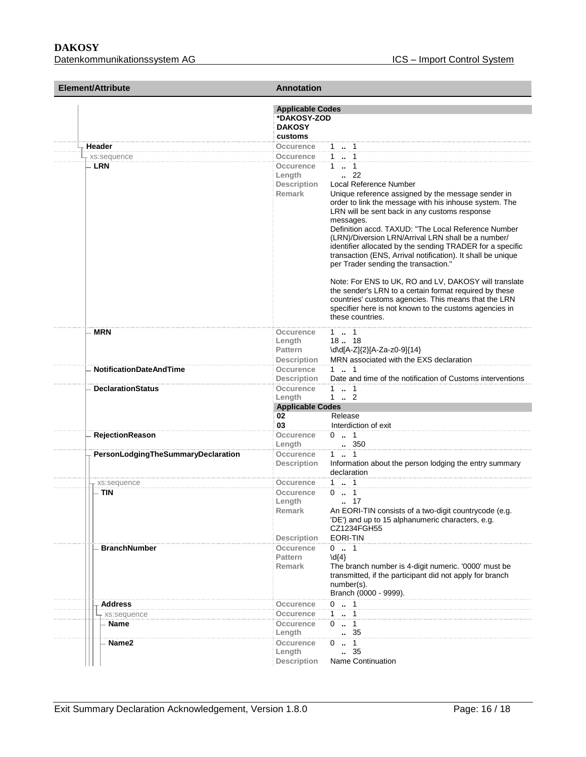| Element/Attribute | Annotation | |
|---|---|---|
| | **Applicable Codes** | |
| | **\*DAKOSY-ZOD** | |
| | **DAKOSY customs** | |
| **Header** | Occurence | 1 .. 1 |
| xs:sequence | Occurence | 1 .. 1 |
| **LRN** | Occurence | 1 .. 1 |
| | Length | .. 22 |
| | Description | Local Reference Number |
| | Remark | Unique reference assigned by the message sender in order to link the message with his inhouse system. The LRN will be sent back in any customs response messages.<br>Definition accd. TAXUD: "The Local Reference Number (LRN)/Diversion LRN/Arrival LRN shall be a number/ identifier allocated by the sending TRADER for a specific transaction (ENS, Arrival notification). It shall be unique per Trader sending the transaction."<br><br>Note: For ENS to UK, RO and LV, DAKOSY will translate the sender's LRN to a certain format required by these countries' customs agencies. This means that the LRN specifier here is not known to the customs agencies in these countries. |
| **MRN** | Occurence | 1 .. 1 |
| | Length | 18 .. 18 |
| | Pattern | \d\d[A-Z]{2}[A-Za-z0-9]{14} |
| | Description | MRN associated with the EXS declaration |
| **NotificationDateAndTime** | Occurence | 1 .. 1 |
| | Description | Date and time of the notification of Customs interventions |
| **DeclarationStatus** | Occurence | 1 .. 1 |
| | Length | 1 .. 2 |
| | **Applicable Codes** | |
| | **02** | Release |
| | **03** | Interdiction of exit |
| **RejectionReason** | Occurence | 0 .. 1 |
| | Length | .. 350 |
| **PersonLodgingTheSummaryDeclaration** | Occurence | 1 .. 1 |
| | Description | Information about the person lodging the entry summary declaration |
| xs:sequence | Occurence | 1 .. 1 |
| **TIN** | Occurence | 0 .. 1 |
| | Length | .. 17 |
| | Remark | An EORI-TIN consists of a two-digit countrycode (e.g. 'DE') and up to 15 alphanumeric characters, e.g. CZ1234FGH55 |
| | Description | EORI-TIN |
| **BranchNumber** | Occurence | 0 .. 1 |
| | Pattern | \d{4} |
| | Remark | The branch number is 4-digit numeric. '0000' must be transmitted, if the participant did not apply for branch number(s).<br>Branch (0000 - 9999). |
| **Address** | Occurence | 0 .. 1 |
| xs:sequence | Occurence | 1 .. 1 |
| **Name** | Occurence | 0 .. 1 |
| | Length | .. 35 |
| **Name2** | Occurence | 0 .. 1 |
| | Length | .. 35 |
| | Description | Name Continuation |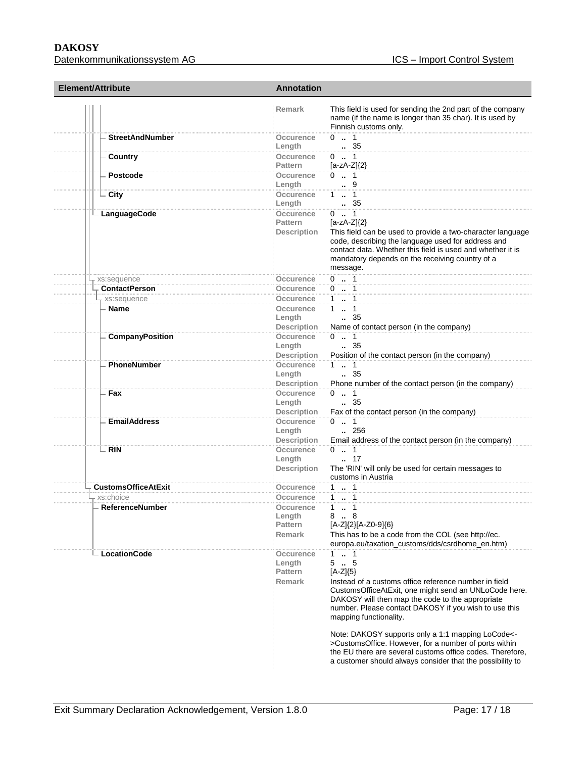| Element/Attribute | Annotation | |
|---|---|---|
| | Remark | This field is used for sending the 2nd part of the company name (if the name is longer than 35 char). It is used by Finnish customs only. |
| StreetAndNumber | Occurence | 0 .. 1 |
| | Length | .. 35 |
| Country | Occurence | 0 .. 1 |
| | Pattern | [a-zA-Z]{2} |
| Postcode | Occurence | 0 .. 1 |
| | Length | .. 9 |
| City | Occurence | 1 .. 1 |
| | Length | .. 35 |
| LanguageCode | Occurence | 0 .. 1 |
| | Pattern | [a-zA-Z]{2} |
| | Description | This field can be used to provide a two-character language code, describing the language used for address and contact data. Whether this field is used and whether it is mandatory depends on the receiving country of a message. |
| xs:sequence | Occurence | 0 .. 1 |
| ContactPerson | Occurence | 0 .. 1 |
| xs:sequence | Occurence | 1 .. 1 |
| Name | Occurence | 1 .. 1 |
| | Length | .. 35 |
| | Description | Name of contact person (in the company) |
| CompanyPosition | Occurence | 0 .. 1 |
| | Length | .. 35 |
| | Description | Position of the contact person (in the company) |
| PhoneNumber | Occurence | 1 .. 1 |
| | Length | .. 35 |
| | Description | Phone number of the contact person (in the company) |
| Fax | Occurence | 0 .. 1 |
| | Length | .. 35 |
| | Description | Fax of the contact person (in the company) |
| EmailAddress | Occurence | 0 .. 1 |
| | Length | .. 256 |
| | Description | Email address of the contact person (in the company) |
| RIN | Occurence | 0 .. 1 |
| | Length | .. 17 |
| | Description | The 'RIN' will only be used for certain messages to customs in Austria |
| CustomsOfficeAtExit | Occurence | 1 .. 1 |
| xs:choice | Occurence | 1 .. 1 |
| ReferenceNumber | Occurence | 1 .. 1 |
| | Length | 8 .. 8 |
| | Pattern | [A-Z]{2}[A-Z0-9]{6} |
| | Remark | This has to be a code from the COL (see http://ec.europa.eu/taxation_customs/dds/csrdhome_en.htm) |
| LocationCode | Occurence | 1 .. 1 |
| | Length | 5 .. 5 |
| | Pattern | [A-Z]{5} |
| | Remark | Instead of a customs office reference number in field CustomsOfficeAtExit, one might send an UNLoCode here. DAKOSY will then map the code to the appropriate number. Please contact DAKOSY if you wish to use this mapping functionality.<br><br>Note: DAKOSY supports only a 1:1 mapping LoCode<->CustomsOffice. However, for a number of ports within the EU there are several customs office codes. Therefore, a customer should always consider that the possibility to |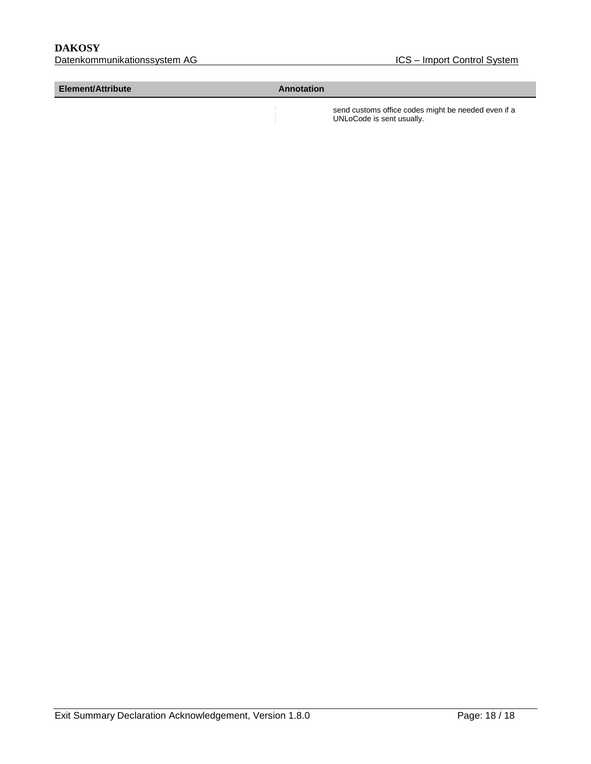| Element/Attribute | Annotation |
|---|---|
| | send customs office codes might be needed even if a UNLoCode is sent usually. |